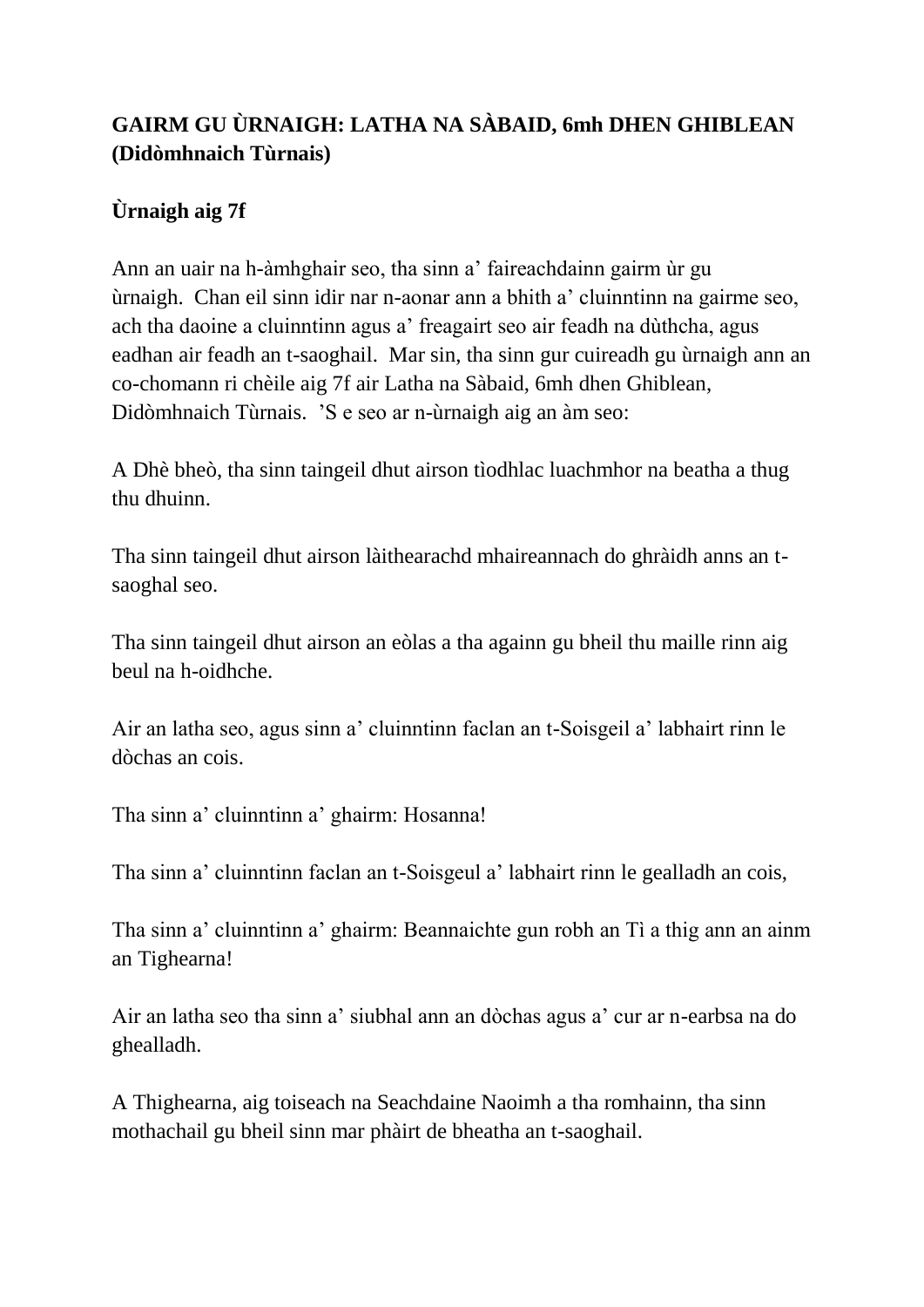**GAIRM GU ÙRNAIGH: LATHA NA SÀBAID, 6mh DHEN GHIBLEAN (Didòmhnaich Tùrnais)**

**Ùrnaigh aig 7f**

Ann an uair na h-àmhghair seo, tha sinn a' faireachdainn gairm ùr gu ùrnaigh. Chan eil sinn idir nar n-aonar ann a bhith a' cluinntinn na gairme seo, ach tha daoine a cluinntinn agus a' freagairt seo air feadh na dùthcha, agus eadhan air feadh an t-saoghail. Mar sin, tha sinn gur cuireadh gu ùrnaigh ann an co-chomann ri chèile aig 7f air Latha na Sàbaid, 6mh dhen Ghiblean, Didòmhnaich Tùrnais. 'S e seo ar n-ùrnaigh aig an àm seo:

A Dhè bheò, tha sinn taingeil dhut airson tìodhlac luachmhor na beatha a thug thu dhuinn.

Tha sinn taingeil dhut airson làithearachd mhaireannach do ghràidh anns an t-saoghal seo.

Tha sinn taingeil dhut airson an eòlas a tha againn gu bheil thu maille rinn aig beul na h-oidhche.

Air an latha seo, agus sinn a' cluinntinn faclan an t-Soisgeil a' labhairt rinn le dòchas an cois.

Tha sinn a' cluinntinn a' ghairm: Hosanna!

Tha sinn a' cluinntinn faclan an t-Soisgeul a' labhairt rinn le gealladh an cois,

Tha sinn a' cluinntinn a' ghairm: Beannaichte gun robh an Tì a thig ann an ainm an Tighearna!

Air an latha seo tha sinn a' siubhal ann an dòchas agus a' cur ar n-earbsa na do ghealladh.

A Thighearna, aig toiseach na Seachdaine Naoimh a tha romhainn, tha sinn mothachail gu bheil sinn mar phàirt de bheatha an t-saoghail.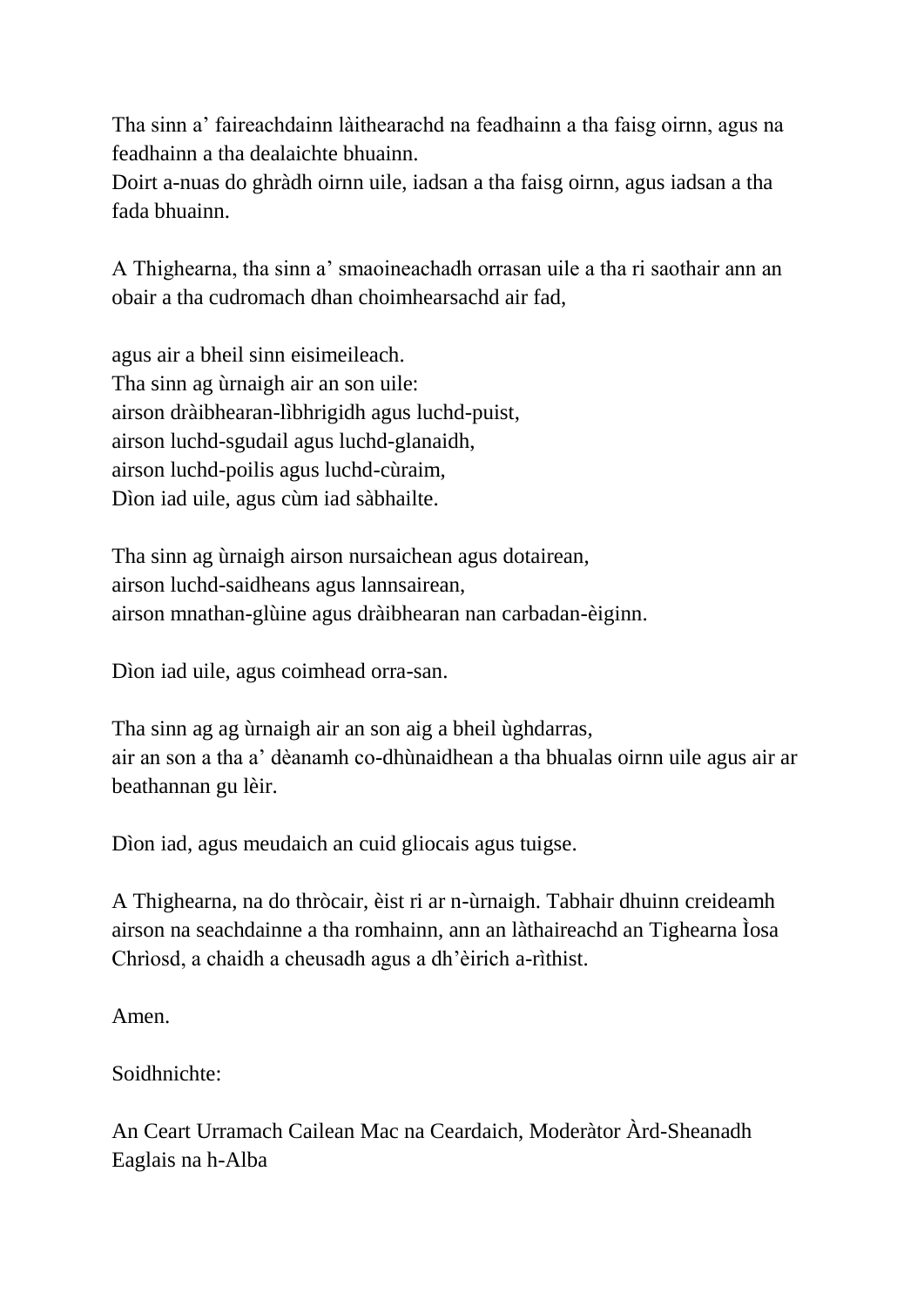Tha sinn a' faireachdainn làithearachd na feadhainn a tha faisg oirnn, agus na feadhainn a tha dealaichte bhuainn.
Doirt a-nuas do ghràdh oirnn uile, iadsan a tha faisg oirnn, agus iadsan a tha fada bhuainn.

A Thighearna, tha sinn a' smaoineachadh orrasan uile a tha ri saothair ann an obair a tha cudromach dhan choimhearsachd air fad,

agus air a bheil sinn eisimeileach.
Tha sinn ag ùrnaigh air an son uile:
airson dràibhearan-lìbhrigidh agus luchd-puist,
airson luchd-sgudail agus luchd-glanaidh,
airson luchd-poilis agus luchd-cùraim,
Dìon iad uile, agus cùm iad sàbhailte.

Tha sinn ag ùrnaigh airson nursaichean agus dotairean,
airson luchd-saidheans agus lannsairean,
airson mnathan-glùine agus dràibhearan nan carbadan-èiginn.

Dìon iad uile, agus coimhead orra-san.

Tha sinn ag ag ùrnaigh air an son aig a bheil ùghdarras,
air an son a tha a' dèanamh co-dhùnaidhean a tha bhualas oirnn uile agus air ar beathannan gu lèir.

Dìon iad, agus meudaich an cuid gliocais agus tuigse.

A Thighearna, na do thròcair, èist ri ar n-ùrnaigh. Tabhair dhuinn creideamh airson na seachdainne a tha romhainn, ann an làthaireachd an Tighearna Ìosa Chrìosd, a chaidh a cheusadh agus a dh'èirich a-rìthist.

Amen.

Soidhnichte:

An Ceart Urramach Cailean Mac na Ceardaich, Moderàtor Àrd-Sheanadh Eaglais na h-Alba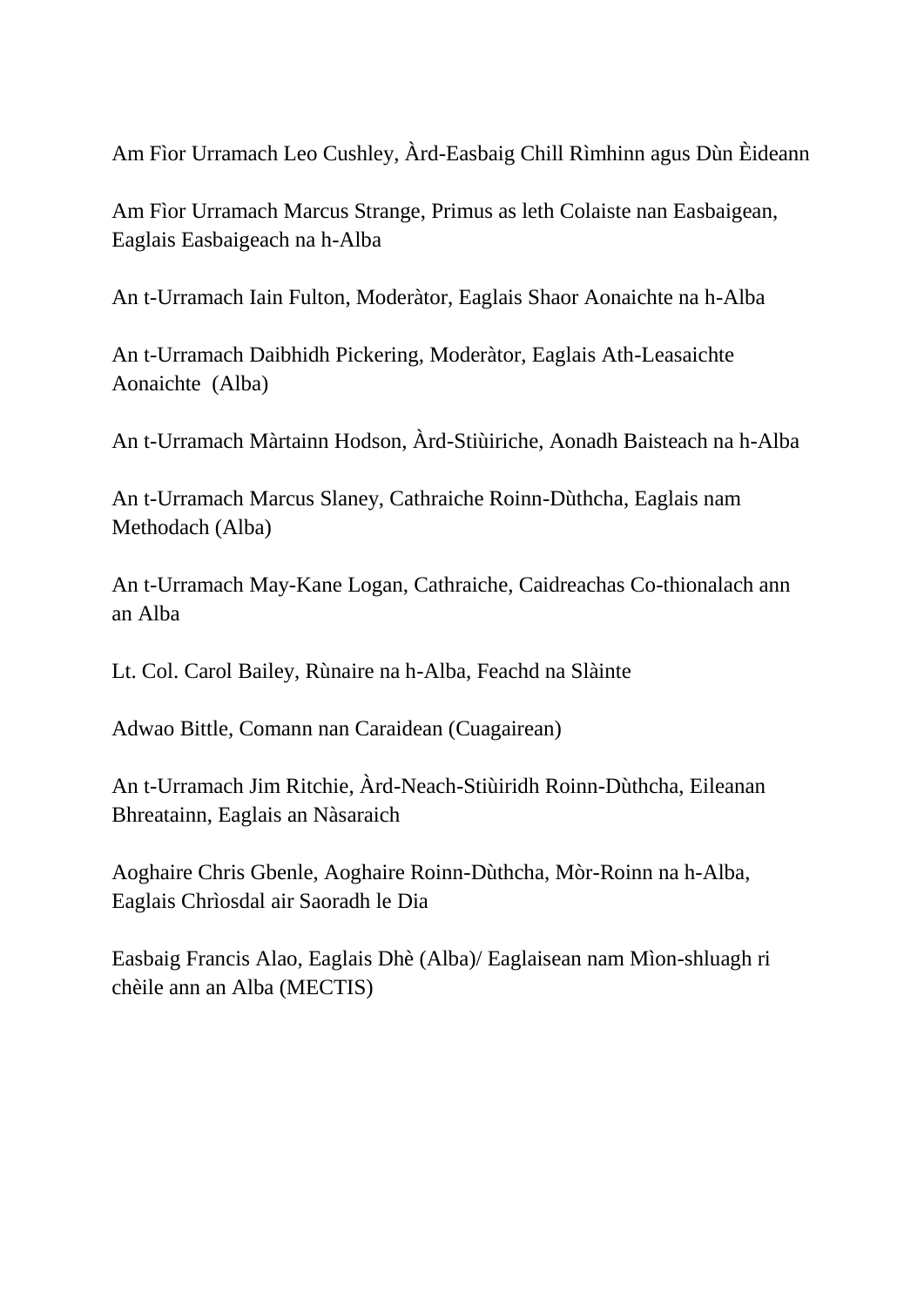Am Fìor Urramach Leo Cushley, Àrd-Easbaig Chill Rìmhinn agus Dùn Èideann

Am Fìor Urramach Marcus Strange, Primus as leth Colaiste nan Easbaigean, Eaglais Easbaigeach na h-Alba

An t-Urramach Iain Fulton, Moderàtor, Eaglais Shaor Aonaichte na h-Alba

An t-Urramach Daibhidh Pickering, Moderàtor, Eaglais Ath-Leasaichte Aonaichte (Alba)

An t-Urramach Màrtainn Hodson, Àrd-Stiùiriche, Aonadh Baisteach na h-Alba

An t-Urramach Marcus Slaney, Cathraiche Roinn-Dùthcha, Eaglais nam Methodach (Alba)

An t-Urramach May-Kane Logan, Cathraiche, Caidreachas Co-thionalach ann an Alba

Lt. Col. Carol Bailey, Rùnaire na h-Alba, Feachd na Slàinte

Adwao Bittle, Comann nan Caraidean (Cuagairean)

An t-Urramach Jim Ritchie, Àrd-Neach-Stiùiridh Roinn-Dùthcha, Eileanan Bhreatainn, Eaglais an Nàsaraich

Aoghaire Chris Gbenle, Aoghaire Roinn-Dùthcha, Mòr-Roinn na h-Alba, Eaglais Chrìosdal air Saoradh le Dia

Easbaig Francis Alao, Eaglais Dhè (Alba)/ Eaglaisean nam Mìon-shluagh ri chèile ann an Alba (MECTIS)